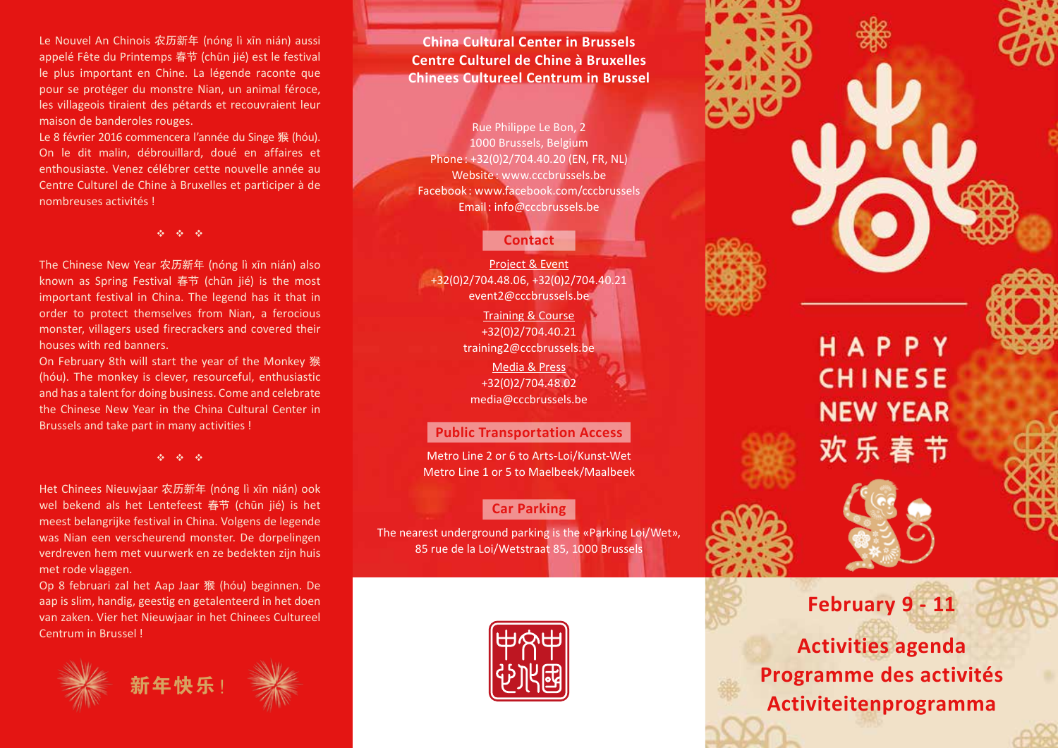Le Nouvel An Chinois 农历新年 (nóng lì xīn nián) aussi appelé Fête du Printemps 春节 (chūn jié) est le festival le plus important en Chine. La légende raconte que pour se protéger du monstre Nian, un animal féroce, les villageois tiraient des pétards et recouvraient leur maison de banderoles rouges.

Le 8 février 2016 commencera l'année du Singe 猴 (hóu). On le dit malin, débrouillard, doué en affaires et enthousiaste. Venez célébrer cette nouvelle année au Centre Culturel de Chine à Bruxelles et participer à de nombreuses activités !

❖ ❖ ❖

The Chinese New Year 农历新年 (nóng lì xīn nián) also known as Spring Festival 春节 (chūn jié) is the most important festival in China. The legend has it that in order to protect themselves from Nian, a ferocious monster, villagers used firecrackers and covered their houses with red banners.

On February 8th will start the year of the Monkey 猴 (hóu). The monkey is clever, resourceful, enthusiastic and has a talent for doing business. Come and celebrate the Chinese New Year in the China Cultural Center in Brussels and take part in many activities !

❖ ❖ ❖

Het Chinees Nieuwjaar 农历新年 (nóng lì xīn nián) ook wel bekend als het Lentefeest 春节 (chūn jié) is het meest belangrijke festival in China. Volgens de legende was Nian een verscheurend monster. De dorpelingen verdreven hem met vuurwerk en ze bedekten zijn huis met rode vlaggen.

Op 8 februari zal het Aap Jaar 猴 (hóu) beginnen. De aap is slim, handig, geestig en getalenteerd in het doen van zaken. Vier het Nieuwjaar in het Chinees Cultureel Centrum in Brussel !

新年快乐！

**China Cultural Center in Brussels**
**Centre Culturel de Chine à Bruxelles**
**Chinees Cultureel Centrum in Brussel**

Rue Philippe Le Bon, 2
1000 Brussels, Belgium
Phone : +32(0)2/704.40.20 (EN, FR, NL)
Website : www.cccbrussels.be
Facebook : www.facebook.com/cccbrussels
Email : info@cccbrussels.be

## Contact

Project & Event
+32(0)2/704.48.06, +32(0)2/704.40.21
event2@cccbrussels.be

Training & Course
+32(0)2/704.40.21
training2@cccbrussels.be

Media & Press
+32(0)2/704.48.02
media@cccbrussels.be

## Public Transportation Access

Metro Line 2 or 6 to Arts-Loi/Kunst-Wet
Metro Line 1 or 5 to Maelbeek/Maalbeek

## Car Parking

The nearest underground parking is the «Parking Loi/Wet», 85 rue de la Loi/Wetstraat 85, 1000 Brussels

# HAPPY CHINESE NEW YEAR
# 欢乐春节

## February 9 - 11

## Activities agenda
## Programme des activités
## Activiteitenprogramma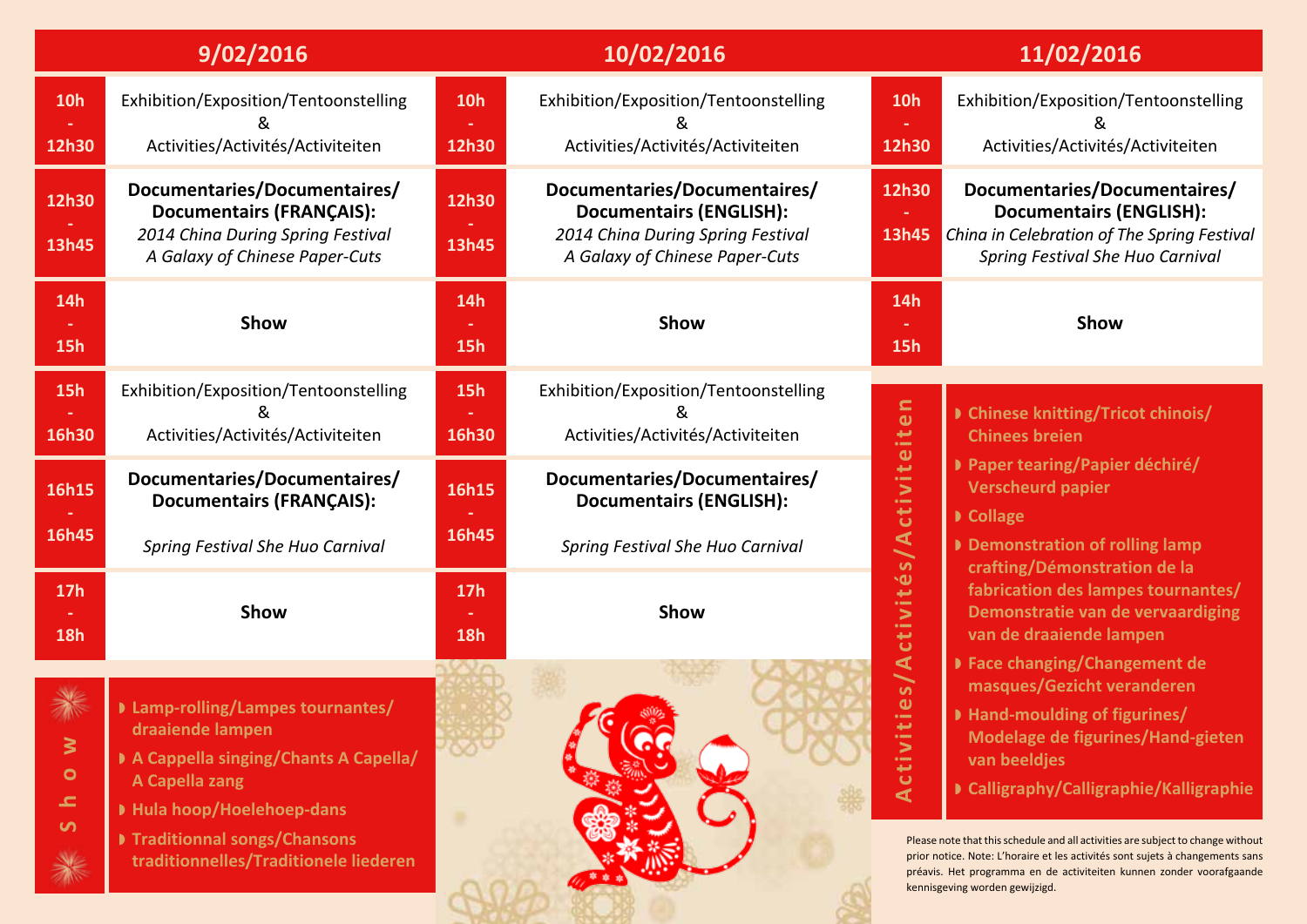## 9/02/2016

| | |
|---|---|
| 10h - 12h30 | Exhibition/Exposition/Tentoonstelling & Activities/Activités/Activiteiten |
| 12h30 - 13h45 | **Documentaries/Documentaires/ Documentairs (FRANÇAIS):** *2014 China During Spring Festival* *A Galaxy of Chinese Paper-Cuts* |
| 14h - 15h | **Show** |
| 15h - 16h30 | Exhibition/Exposition/Tentoonstelling & Activities/Activités/Activiteiten |
| 16h15 - 16h45 | **Documentaries/Documentaires/ Documentairs (FRANÇAIS):** *Spring Festival She Huo Carnival* |
| 17h - 18h | **Show** |

## 10/02/2016

| | |
|---|---|
| 10h - 12h30 | Exhibition/Exposition/Tentoonstelling & Activities/Activités/Activiteiten |
| 12h30 - 13h45 | **Documentaries/Documentaires/ Documentairs (ENGLISH):** *2014 China During Spring Festival* *A Galaxy of Chinese Paper-Cuts* |
| 14h - 15h | **Show** |
| 15h - 16h30 | Exhibition/Exposition/Tentoonstelling & Activities/Activités/Activiteiten |
| 16h15 - 16h45 | **Documentaries/Documentaires/ Documentairs (ENGLISH):** *Spring Festival She Huo Carnival* |
| 17h - 18h | **Show** |

## 11/02/2016

| | |
|---|---|
| 10h - 12h30 | Exhibition/Exposition/Tentoonstelling & Activities/Activités/Activiteiten |
| 12h30 - 13h45 | **Documentaries/Documentaires/ Documentairs (ENGLISH):** *China in Celebration of The Spring Festival* *Spring Festival She Huo Carnival* |
| 14h - 15h | **Show** |

### Show

- Lamp-rolling/Lampes tournantes/ draaiende lampen
- A Cappella singing/Chants A Capella/ A Capella zang
- Hula hoop/Hoelehoep-dans
- Traditionnal songs/Chansons traditionnelles/Traditionele liederen

### Activities/Activités/Activiteiten

- Chinese knitting/Tricot chinois/ Chinees breien
- Paper tearing/Papier déchiré/ Verscheurd papier
- Collage
- Demonstration of rolling lamp crafting/Démonstration de la fabrication des lampes tournantes/ Demonstratie van de vervaardiging van de draaiende lampen
- Face changing/Changement de masques/Gezicht veranderen
- Hand-moulding of figurines/ Modelage de figurines/Hand-gieten van beeldjes
- Calligraphy/Calligraphie/Kalligraphie

Please note that this schedule and all activities are subject to change without prior notice. Note: L'horaire et les activités sont sujets à changements sans préavis. Het programma en de activiteiten kunnen zonder voorafgaande kennisgeving worden gewijzigd.